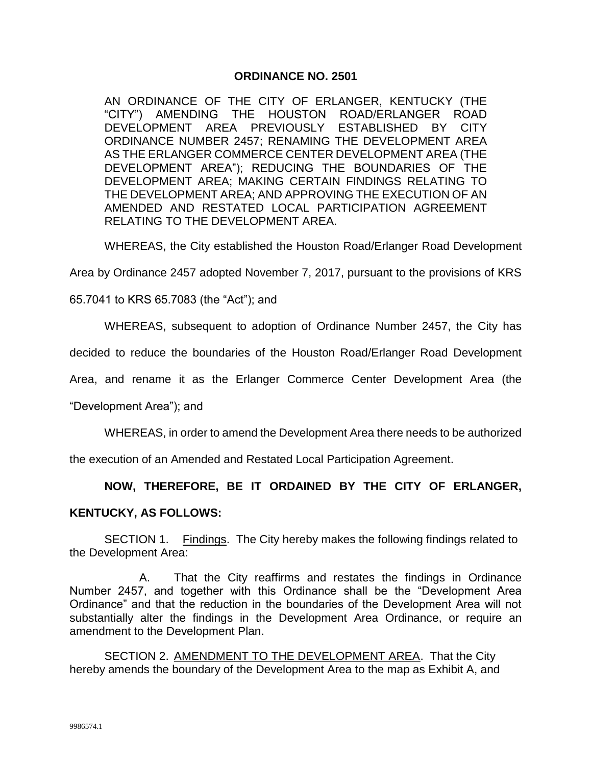# ORDINANCE NO. 2501

AN ORDINANCE OF THE CITY OF ERLANGER, KENTUCKY (THE "CITY") AMENDING THE HOUSTON ROAD/ERLANGER ROAD DEVELOPMENT AREA PREVIOUSLY ESTABLISHED BY CITY ORDINANCE NUMBER 2457; RENAMING THE DEVELOPMENT AREA AS THE ERLANGER COMMERCE CENTER DEVELOPMENT AREA (THE DEVELOPMENT AREA"); REDUCING THE BOUNDARIES OF THE DEVELOPMENT AREA; MAKING CERTAIN FINDINGS RELATING TO THE DEVELOPMENT AREA; AND APPROVING THE EXECUTION OF AN AMENDED AND RESTATED LOCAL PARTICIPATION AGREEMENT RELATING TO THE DEVELOPMENT AREA.

WHEREAS, the City established the Houston Road/Erlanger Road Development Area by Ordinance 2457 adopted November 7, 2017, pursuant to the provisions of KRS 65.7041 to KRS 65.7083 (the "Act"); and

WHEREAS, subsequent to adoption of Ordinance Number 2457, the City has decided to reduce the boundaries of the Houston Road/Erlanger Road Development Area, and rename it as the Erlanger Commerce Center Development Area (the "Development Area"); and

WHEREAS, in order to amend the Development Area there needs to be authorized the execution of an Amended and Restated Local Participation Agreement.

**NOW, THEREFORE, BE IT ORDAINED BY THE CITY OF ERLANGER, KENTUCKY, AS FOLLOWS:**

SECTION 1. Findings. The City hereby makes the following findings related to the Development Area:

A. That the City reaffirms and restates the findings in Ordinance Number 2457, and together with this Ordinance shall be the "Development Area Ordinance" and that the reduction in the boundaries of the Development Area will not substantially alter the findings in the Development Area Ordinance, or require an amendment to the Development Plan.

SECTION 2. AMENDMENT TO THE DEVELOPMENT AREA. That the City hereby amends the boundary of the Development Area to the map as Exhibit A, and

9986574.1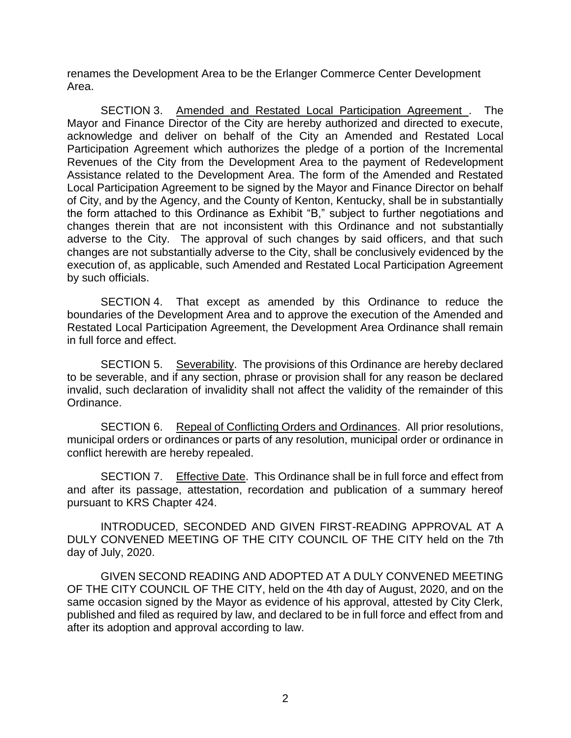renames the Development Area to be the Erlanger Commerce Center Development Area.

SECTION 3. Amended and Restated Local Participation Agreement . The Mayor and Finance Director of the City are hereby authorized and directed to execute, acknowledge and deliver on behalf of the City an Amended and Restated Local Participation Agreement which authorizes the pledge of a portion of the Incremental Revenues of the City from the Development Area to the payment of Redevelopment Assistance related to the Development Area. The form of the Amended and Restated Local Participation Agreement to be signed by the Mayor and Finance Director on behalf of City, and by the Agency, and the County of Kenton, Kentucky, shall be in substantially the form attached to this Ordinance as Exhibit "B," subject to further negotiations and changes therein that are not inconsistent with this Ordinance and not substantially adverse to the City. The approval of such changes by said officers, and that such changes are not substantially adverse to the City, shall be conclusively evidenced by the execution of, as applicable, such Amended and Restated Local Participation Agreement by such officials.

SECTION 4. That except as amended by this Ordinance to reduce the boundaries of the Development Area and to approve the execution of the Amended and Restated Local Participation Agreement, the Development Area Ordinance shall remain in full force and effect.

SECTION 5. Severability. The provisions of this Ordinance are hereby declared to be severable, and if any section, phrase or provision shall for any reason be declared invalid, such declaration of invalidity shall not affect the validity of the remainder of this Ordinance.

SECTION 6. Repeal of Conflicting Orders and Ordinances. All prior resolutions, municipal orders or ordinances or parts of any resolution, municipal order or ordinance in conflict herewith are hereby repealed.

SECTION 7. Effective Date. This Ordinance shall be in full force and effect from and after its passage, attestation, recordation and publication of a summary hereof pursuant to KRS Chapter 424.

INTRODUCED, SECONDED AND GIVEN FIRST-READING APPROVAL AT A DULY CONVENED MEETING OF THE CITY COUNCIL OF THE CITY held on the 7th day of July, 2020.

GIVEN SECOND READING AND ADOPTED AT A DULY CONVENED MEETING OF THE CITY COUNCIL OF THE CITY, held on the 4th day of August, 2020, and on the same occasion signed by the Mayor as evidence of his approval, attested by City Clerk, published and filed as required by law, and declared to be in full force and effect from and after its adoption and approval according to law.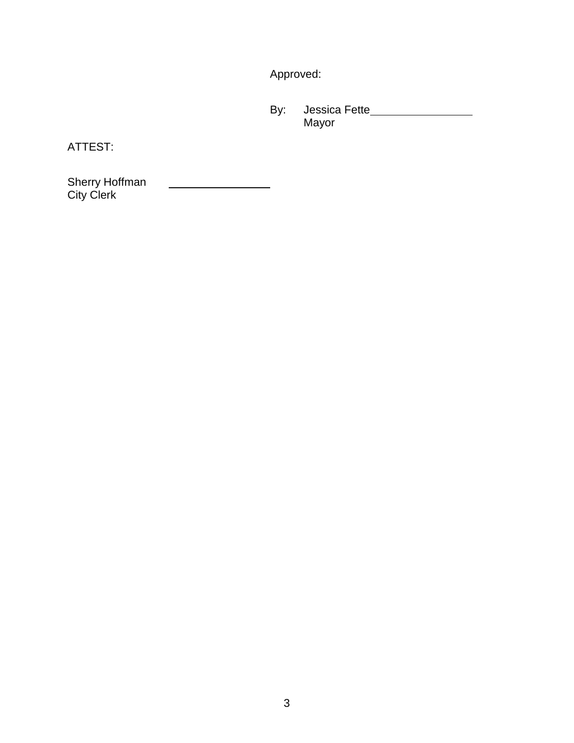Approved:

By: Jessica Fette\_\_\_\_\_\_\_\_\_\_\_\_\_\_\_\_\_
Mayor

ATTEST:

Sherry Hoffman \_\_\_\_\_\_\_\_\_\_\_\_\_\_\_\_\_
City Clerk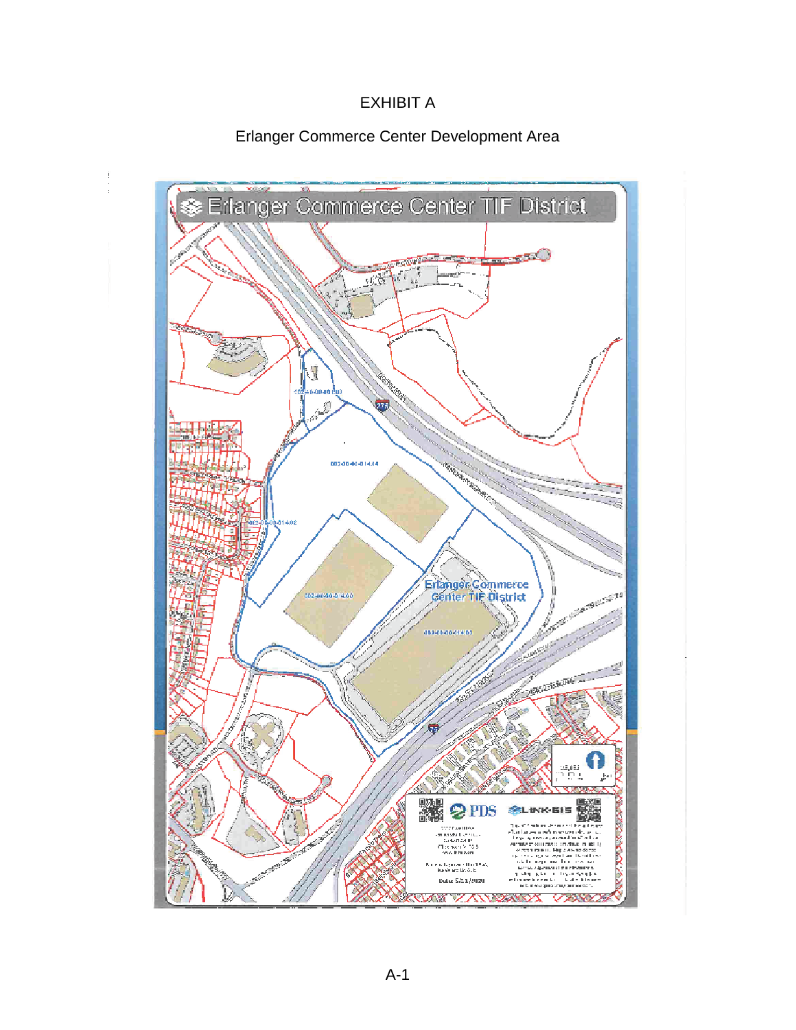EXHIBIT A

Erlanger Commerce Center Development Area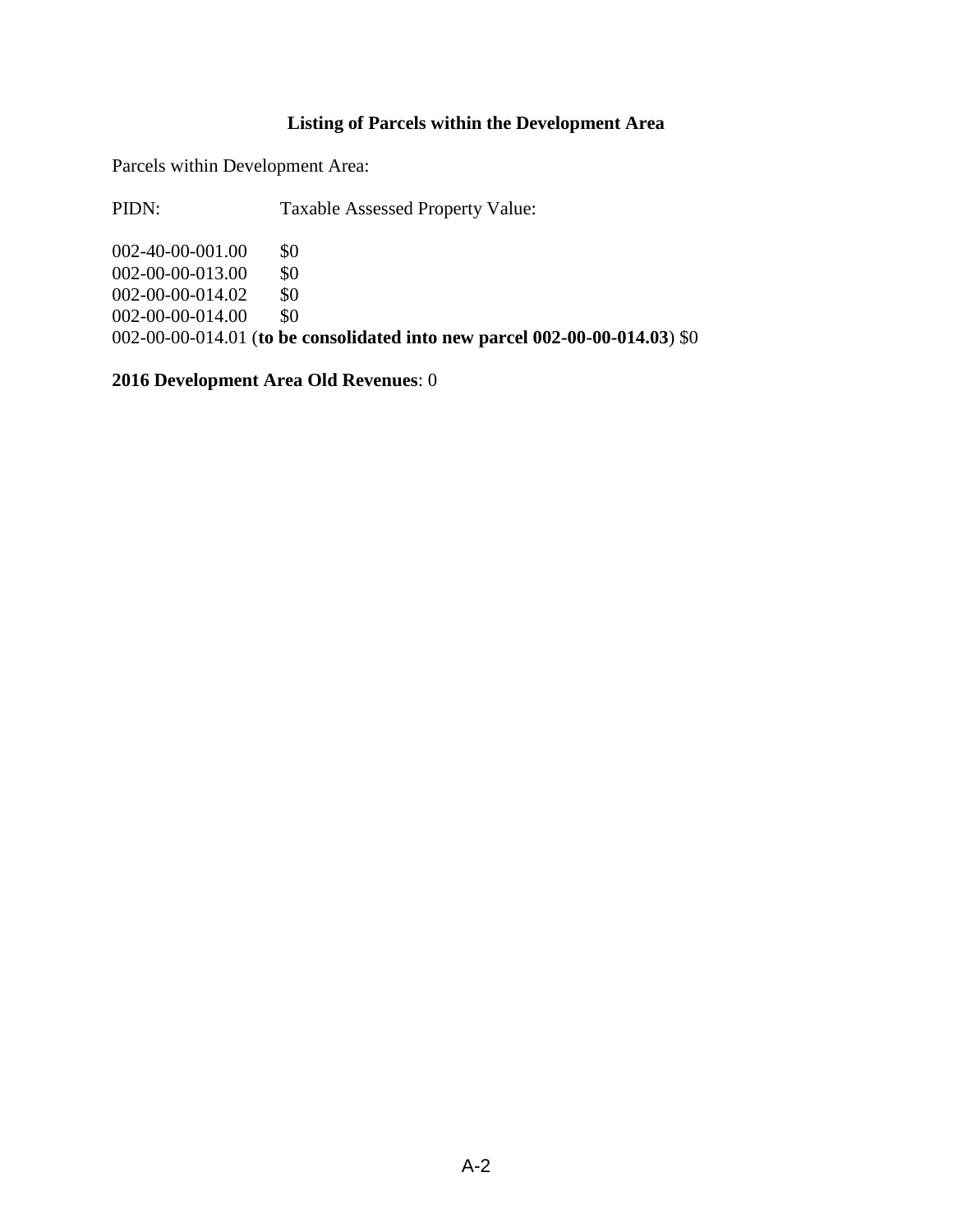**Listing of Parcels within the Development Area**

Parcels within Development Area:

| PIDN: | Taxable Assessed Property Value: |
|---|---|
| 002-40-00-001.00 | $0 |
| 002-00-00-013.00 | $0 |
| 002-00-00-014.02 | $0 |
| 002-00-00-014.00 | $0 |
| 002-00-00-014.01 (**to be consolidated into new parcel 002-00-00-014.03**) | $0 |

**2016 Development Area Old Revenues**: 0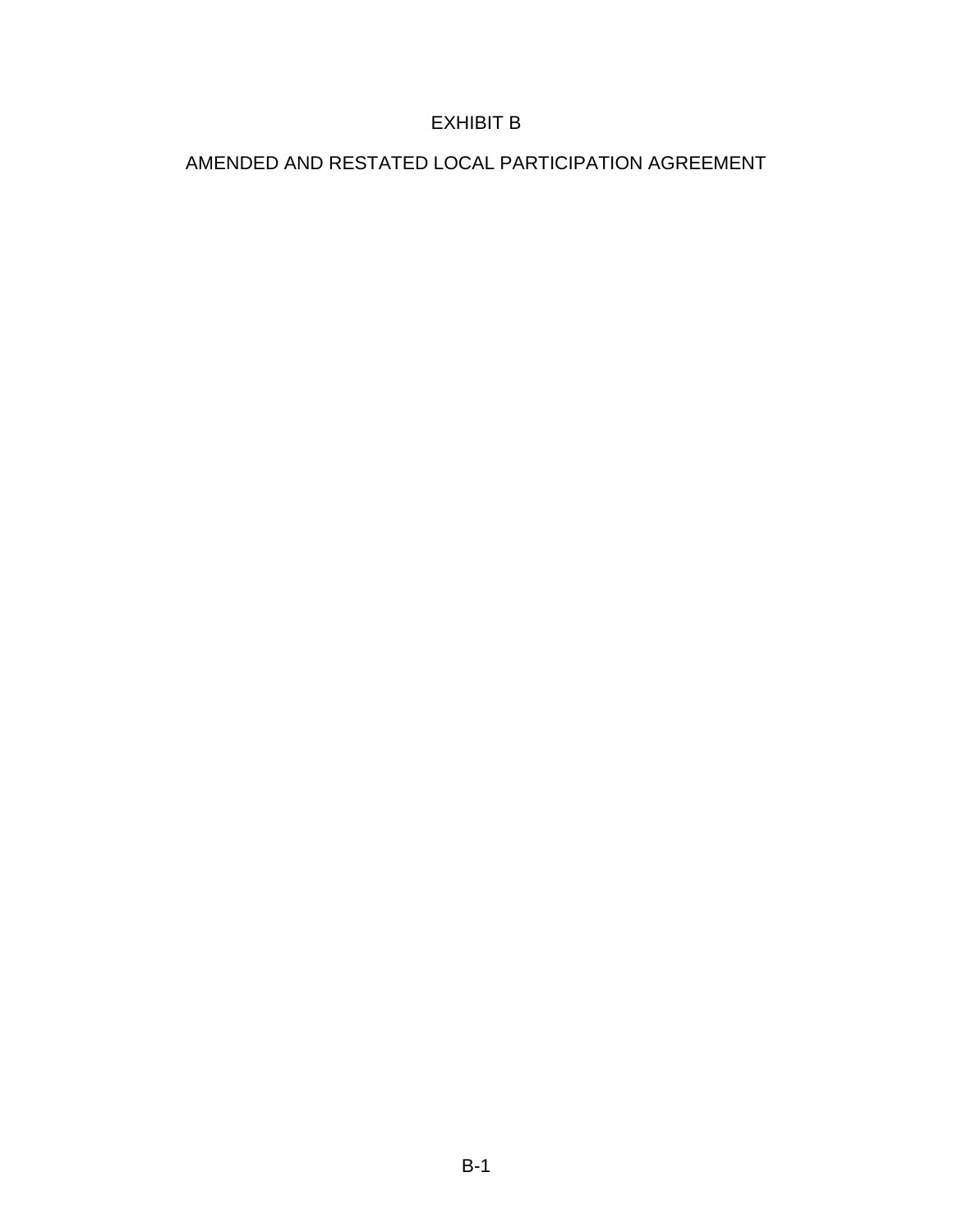# EXHIBIT B

## AMENDED AND RESTATED LOCAL PARTICIPATION AGREEMENT